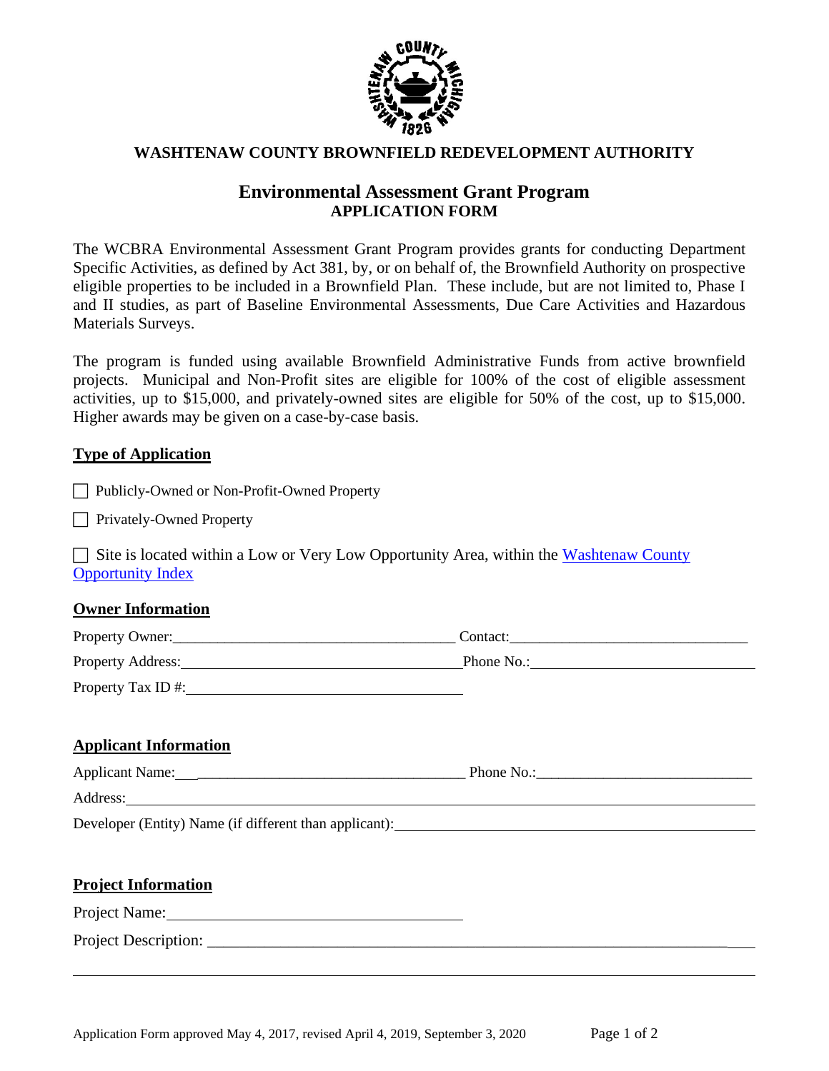**WASHTENAW COUNTY BROWNFIELD REDEVELOPMENT AUTHORITY**

# Environmental Assessment Grant Program
## APPLICATION FORM

The WCBRA Environmental Assessment Grant Program provides grants for conducting Department Specific Activities, as defined by Act 381, by, or on behalf of, the Brownfield Authority on prospective eligible properties to be included in a Brownfield Plan. These include, but are not limited to, Phase I and II studies, as part of Baseline Environmental Assessments, Due Care Activities and Hazardous Materials Surveys.

The program is funded using available Brownfield Administrative Funds from active brownfield projects. Municipal and Non-Profit sites are eligible for 100% of the cost of eligible assessment activities, up to $15,000, and privately-owned sites are eligible for 50% of the cost, up to $15,000. Higher awards may be given on a case-by-case basis.

### Type of Application

☐ Publicly-Owned or Non-Profit-Owned Property

☐ Privately-Owned Property

☐ Site is located within a Low or Very Low Opportunity Area, within the [Washtenaw County Opportunity Index]()

### Owner Information

Property Owner:______________________________ Contact:______________________________

Property Address:______________________________ Phone No.:______________________________

Property Tax ID #:______________________________

### Applicant Information

Applicant Name:______________________________ Phone No.:______________________________

Address:____________________________________________________________

Developer (Entity) Name (if different than applicant):______________________________

### Project Information

Project Name:______________________________

Project Description: ____________________________________________________________

____________________________________________________________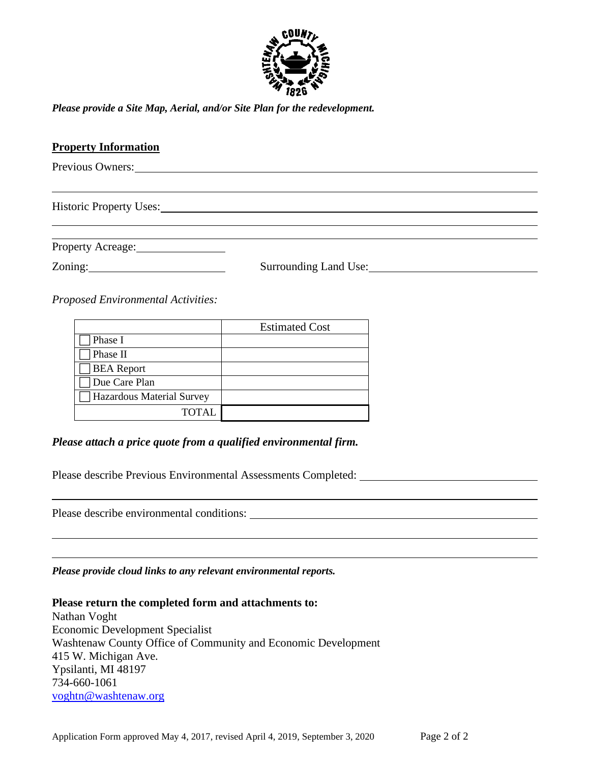*Please provide a Site Map, Aerial, and/or Site Plan for the redevelopment.*

## Property Information

Previous Owners: ____________________________________________

____________________________________________

Historic Property Uses: ____________________________________________

____________________________________________

Property Acreage: ______________

Zoning: ______________ Surrounding Land Use: ______________

*Proposed Environmental Activities:*

| | Estimated Cost |
|---|---|
| ☐ Phase I | |
| ☐ Phase II | |
| ☐ BEA Report | |
| ☐ Due Care Plan | |
| ☐ Hazardous Material Survey | |
| TOTAL | |

***Please attach a price quote from a qualified environmental firm.***

Please describe Previous Environmental Assessments Completed: ______________

____________________________________________

Please describe environmental conditions: ______________

____________________________________________

____________________________________________

***Please provide cloud links to any relevant environmental reports.***

**Please return the completed form and attachments to:**

Nathan Voght
Economic Development Specialist
Washtenaw County Office of Community and Economic Development
415 W. Michigan Ave.
Ypsilanti, MI 48197
734-660-1061
voghtn@washtenaw.org

Application Form approved May 4, 2017, revised April 4, 2019, September 3, 2020